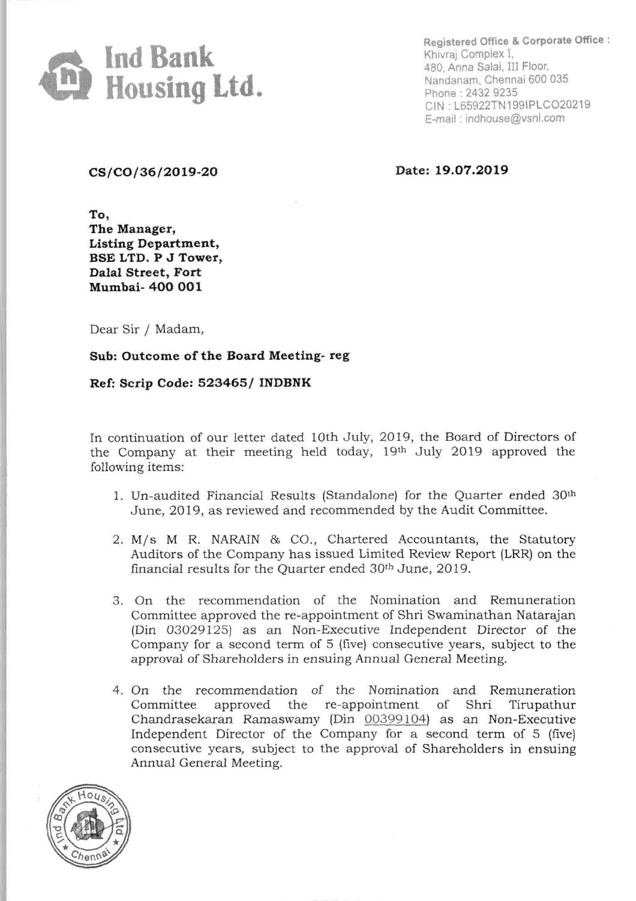# Ind Bank Housing Ltd.

Registered Office & Corporate Office :
Khivraj Complex I,
480, Anna Salai, III Floor,
Nandanam, Chennai 600 035
Phone : 2432 9235
CIN : L65922TN1991PLC020219
E-mail : indhouse@vsnl.com

**CS/CO/36/2019-20**

**Date: 19.07.2019**

**To,**
**The Manager,**
**Listing Department,**
**BSE LTD. P J Tower,**
**Dalal Street, Fort**
**Mumbai- 400 001**

Dear Sir / Madam,

**Sub: Outcome of the Board Meeting- reg**

**Ref: Scrip Code: 523465/ INDBNK**

In continuation of our letter dated 10th July, 2019, the Board of Directors of the Company at their meeting held today, 19th July 2019 approved the following items:

1. Un-audited Financial Results (Standalone) for the Quarter ended 30th June, 2019, as reviewed and recommended by the Audit Committee.

2. M/s M R. NARAIN & CO., Chartered Accountants, the Statutory Auditors of the Company has issued Limited Review Report (LRR) on the financial results for the Quarter ended 30th June, 2019.

3. On the recommendation of the Nomination and Remuneration Committee approved the re-appointment of Shri Swaminathan Natarajan (Din 03029125) as an Non-Executive Independent Director of the Company for a second term of 5 (five) consecutive years, subject to the approval of Shareholders in ensuing Annual General Meeting.

4. On the recommendation of the Nomination and Remuneration Committee approved the re-appointment of Shri Tirupathur Chandrasekaran Ramaswamy (Din 00399104) as an Non-Executive Independent Director of the Company for a second term of 5 (five) consecutive years, subject to the approval of Shareholders in ensuing Annual General Meeting.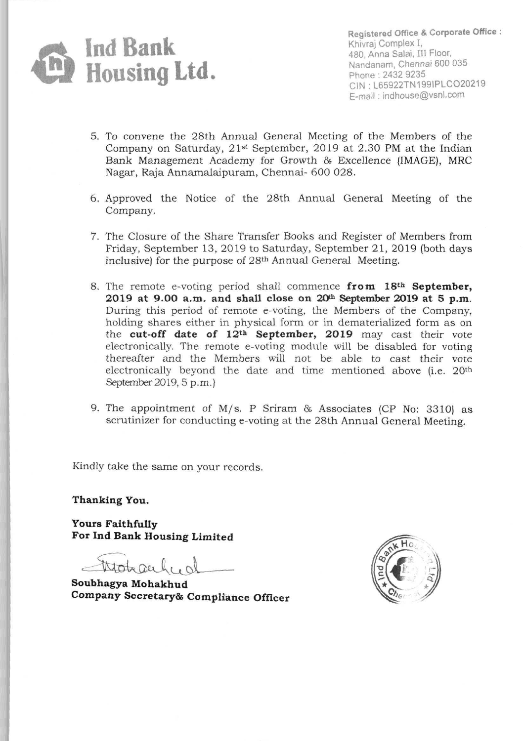# Ind Bank Housing Ltd.

Registered Office & Corporate Office :
Khivraj Complex I,
480, Anna Salai, III Floor,
Nandanam, Chennai 600 035
Phone : 2432 9235
CIN : L65922TN1991PLC020219
E-mail : indhouse@vsnl.com

5. To convene the 28th Annual General Meeting of the Members of the Company on Saturday, 21st September, 2019 at 2.30 PM at the Indian Bank Management Academy for Growth & Excellence (IMAGE), MRC Nagar, Raja Annamalaipuram, Chennai- 600 028.

6. Approved the Notice of the 28th Annual General Meeting of the Company.

7. The Closure of the Share Transfer Books and Register of Members from Friday, September 13, 2019 to Saturday, September 21, 2019 (both days inclusive) for the purpose of 28th Annual General Meeting.

8. The remote e-voting period shall commence **from 18th September, 2019 at 9.00 a.m. and shall close on 20th September 2019 at 5 p.m.** During this period of remote e-voting, the Members of the Company, holding shares either in physical form or in dematerialized form as on the **cut-off date of 12th September, 2019** may cast their vote electronically. The remote e-voting module will be disabled for voting thereafter and the Members will not be able to cast their vote electronically beyond the date and time mentioned above (i.e. 20th September 2019, 5 p.m.)

9. The appointment of M/s. P Sriram & Associates (CP No: 3310) as scrutinizer for conducting e-voting at the 28th Annual General Meeting.

Kindly take the same on your records.

**Thanking You.**

**Yours Faithfully**
**For Ind Bank Housing Limited**

**Soubhagya Mohakhud**
**Company Secretary& Compliance Officer**